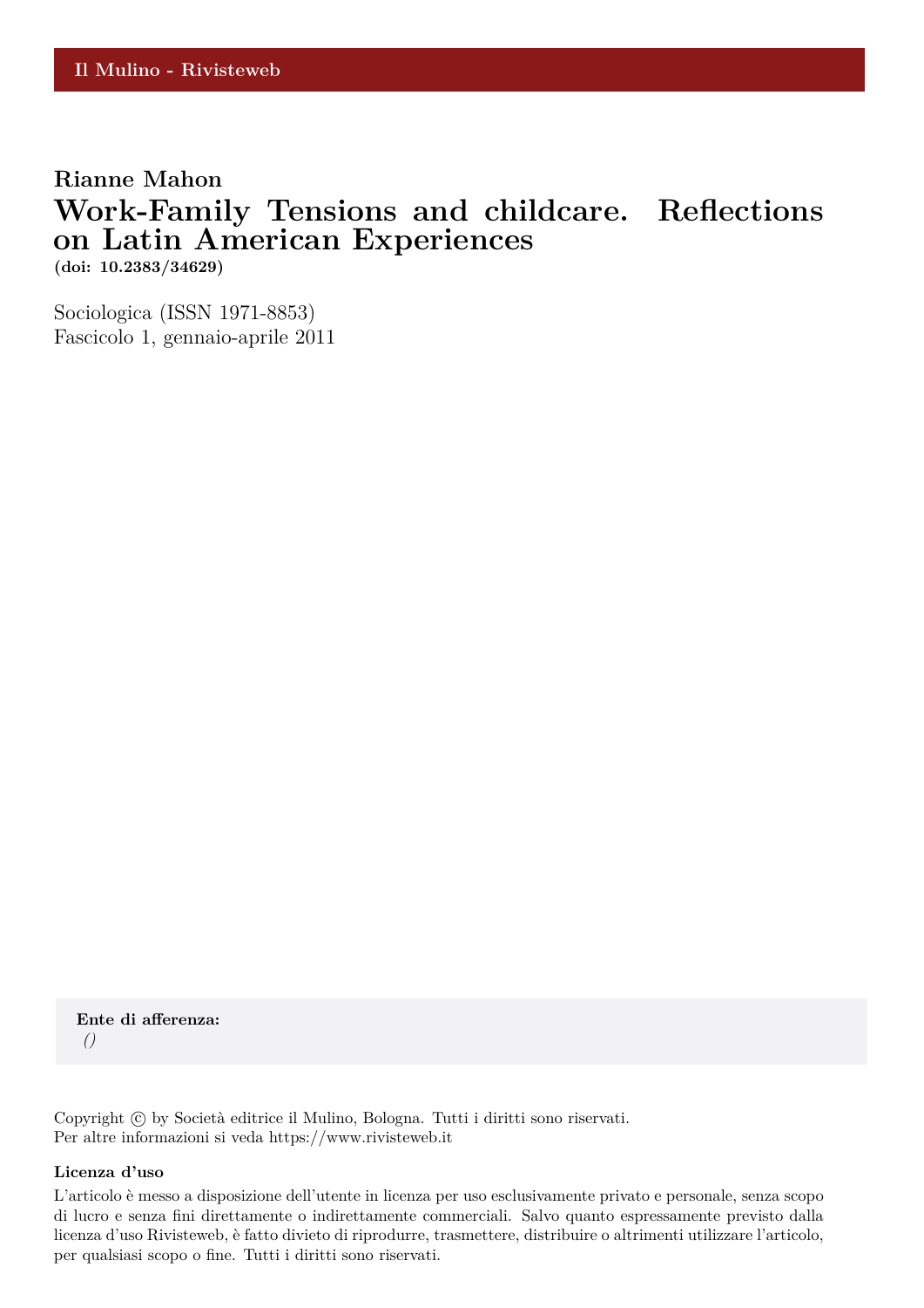Il Mulino - Rivisteweb

**Rianne Mahon**

# Work-Family Tensions and childcare. Reflections on Latin American Experiences

**(doi: 10.2383/34629)**

Sociologica (ISSN 1971-8853)
Fascicolo 1, gennaio-aprile 2011

**Ente di afferenza:**
*()*

Copyright © by Società editrice il Mulino, Bologna. Tutti i diritti sono riservati.
Per altre informazioni si veda https://www.rivisteweb.it

**Licenza d'uso**

L'articolo è messo a disposizione dell'utente in licenza per uso esclusivamente privato e personale, senza scopo di lucro e senza fini direttamente o indirettamente commerciali. Salvo quanto espressamente previsto dalla licenza d'uso Rivisteweb, è fatto divieto di riprodurre, trasmettere, distribuire o altrimenti utilizzare l'articolo, per qualsiasi scopo o fine. Tutti i diritti sono riservati.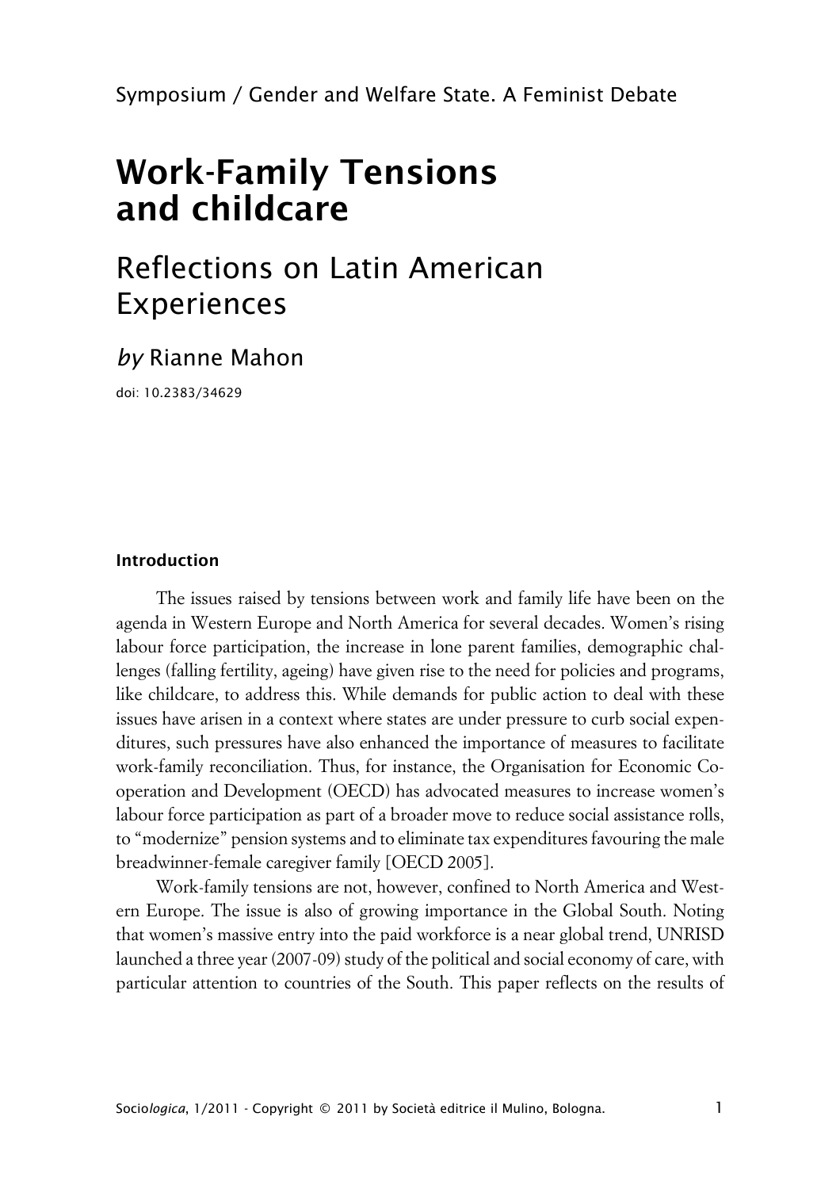Symposium / Gender and Welfare State. A Feminist Debate

# Work-Family Tensions and childcare

## Reflections on Latin American Experiences

*by* Rianne Mahon

doi: 10.2383/34629

### Introduction

The issues raised by tensions between work and family life have been on the agenda in Western Europe and North America for several decades. Women's rising labour force participation, the increase in lone parent families, demographic challenges (falling fertility, ageing) have given rise to the need for policies and programs, like childcare, to address this. While demands for public action to deal with these issues have arisen in a context where states are under pressure to curb social expenditures, such pressures have also enhanced the importance of measures to facilitate work-family reconciliation. Thus, for instance, the Organisation for Economic Co-operation and Development (OECD) has advocated measures to increase women's labour force participation as part of a broader move to reduce social assistance rolls, to "modernize" pension systems and to eliminate tax expenditures favouring the male breadwinner-female caregiver family [OECD 2005].

Work-family tensions are not, however, confined to North America and Western Europe. The issue is also of growing importance in the Global South. Noting that women's massive entry into the paid workforce is a near global trend, UNRISD launched a three year (2007-09) study of the political and social economy of care, with particular attention to countries of the South. This paper reflects on the results of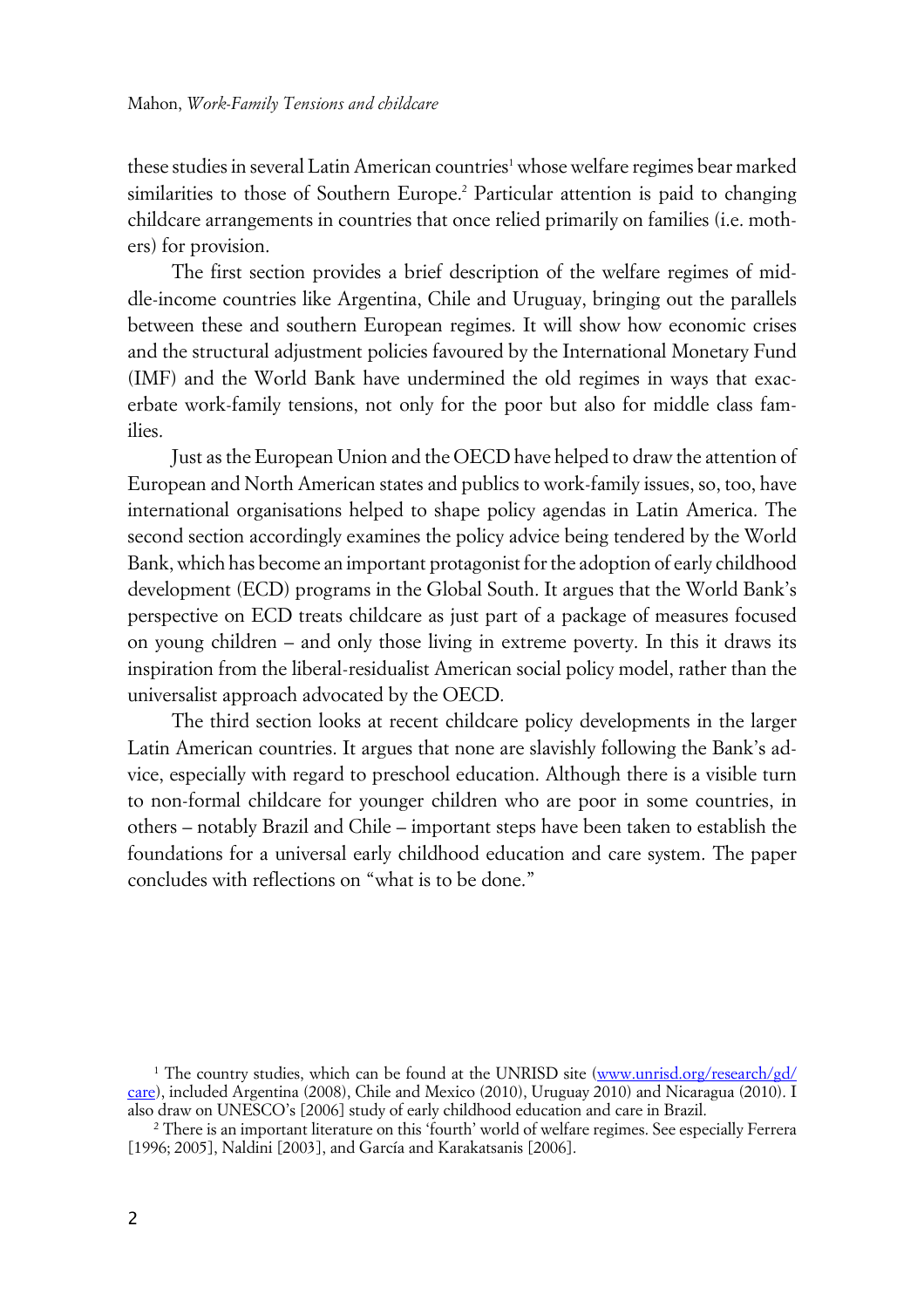these studies in several Latin American countries[1] whose welfare regimes bear marked similarities to those of Southern Europe.[2] Particular attention is paid to changing childcare arrangements in countries that once relied primarily on families (i.e. mothers) for provision.

The first section provides a brief description of the welfare regimes of middle-income countries like Argentina, Chile and Uruguay, bringing out the parallels between these and southern European regimes. It will show how economic crises and the structural adjustment policies favoured by the International Monetary Fund (IMF) and the World Bank have undermined the old regimes in ways that exacerbate work-family tensions, not only for the poor but also for middle class families.

Just as the European Union and the OECD have helped to draw the attention of European and North American states and publics to work-family issues, so, too, have international organisations helped to shape policy agendas in Latin America. The second section accordingly examines the policy advice being tendered by the World Bank, which has become an important protagonist for the adoption of early childhood development (ECD) programs in the Global South. It argues that the World Bank's perspective on ECD treats childcare as just part of a package of measures focused on young children – and only those living in extreme poverty. In this it draws its inspiration from the liberal-residualist American social policy model, rather than the universalist approach advocated by the OECD.

The third section looks at recent childcare policy developments in the larger Latin American countries. It argues that none are slavishly following the Bank's advice, especially with regard to preschool education. Although there is a visible turn to non-formal childcare for younger children who are poor in some countries, in others – notably Brazil and Chile – important steps have been taken to establish the foundations for a universal early childhood education and care system. The paper concludes with reflections on "what is to be done."

[1] The country studies, which can be found at the UNRISD site (www.unrisd.org/research/gd/care), included Argentina (2008), Chile and Mexico (2010), Uruguay 2010) and Nicaragua (2010). I also draw on UNESCO's [2006] study of early childhood education and care in Brazil.

[2] There is an important literature on this 'fourth' world of welfare regimes. See especially Ferrera [1996; 2005], Naldini [2003], and García and Karakatsanis [2006].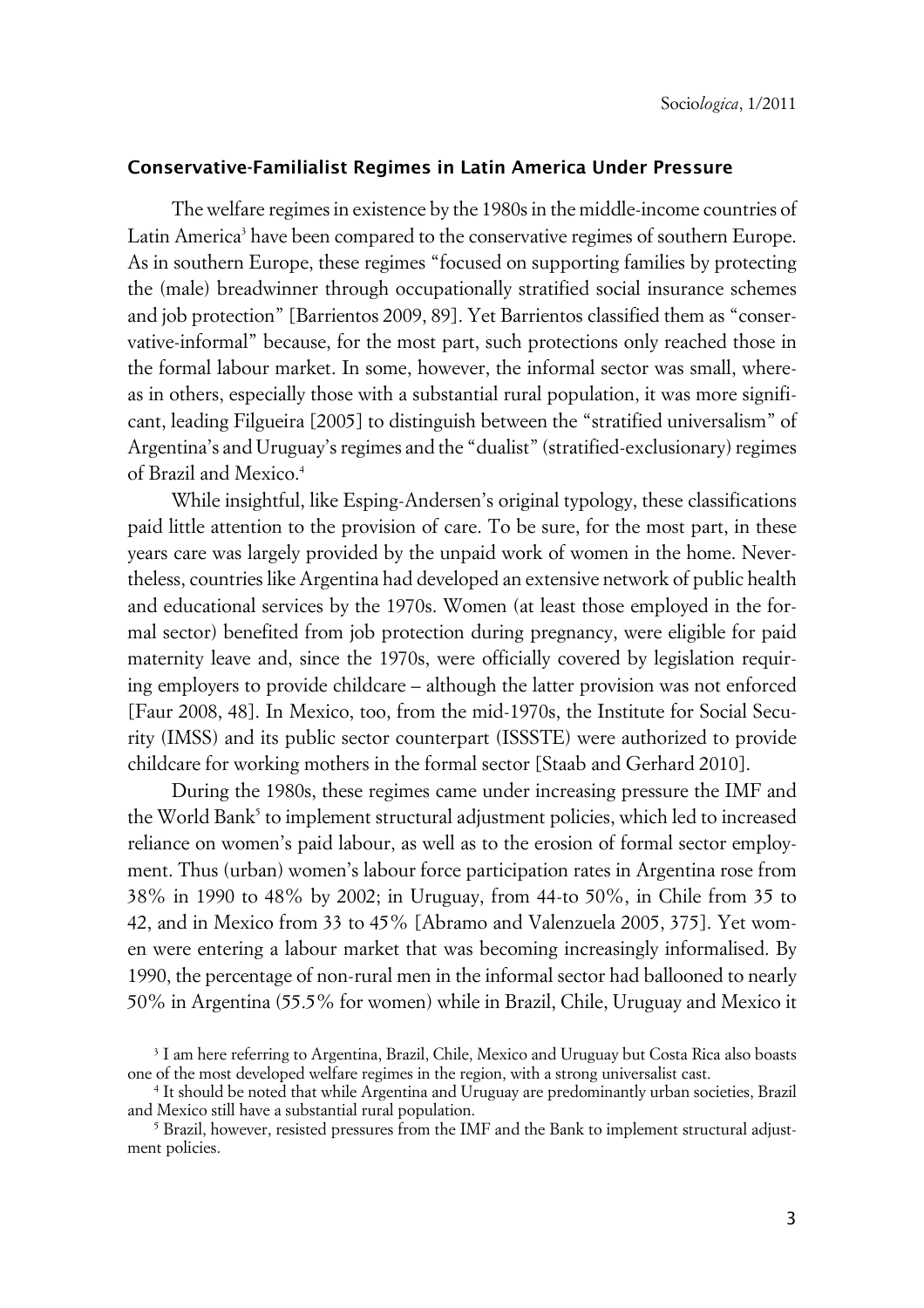## Conservative-Familialist Regimes in Latin America Under Pressure

The welfare regimes in existence by the 1980s in the middle-income countries of Latin America[3] have been compared to the conservative regimes of southern Europe. As in southern Europe, these regimes "focused on supporting families by protecting the (male) breadwinner through occupationally stratified social insurance schemes and job protection" [Barrientos 2009, 89]. Yet Barrientos classified them as "conservative-informal" because, for the most part, such protections only reached those in the formal labour market. In some, however, the informal sector was small, whereas in others, especially those with a substantial rural population, it was more significant, leading Filgueira [2005] to distinguish between the "stratified universalism" of Argentina's and Uruguay's regimes and the "dualist" (stratified-exclusionary) regimes of Brazil and Mexico.[4]

While insightful, like Esping-Andersen's original typology, these classifications paid little attention to the provision of care. To be sure, for the most part, in these years care was largely provided by the unpaid work of women in the home. Nevertheless, countries like Argentina had developed an extensive network of public health and educational services by the 1970s. Women (at least those employed in the formal sector) benefited from job protection during pregnancy, were eligible for paid maternity leave and, since the 1970s, were officially covered by legislation requiring employers to provide childcare – although the latter provision was not enforced [Faur 2008, 48]. In Mexico, too, from the mid-1970s, the Institute for Social Security (IMSS) and its public sector counterpart (ISSSTE) were authorized to provide childcare for working mothers in the formal sector [Staab and Gerhard 2010].

During the 1980s, these regimes came under increasing pressure the IMF and the World Bank[5] to implement structural adjustment policies, which led to increased reliance on women's paid labour, as well as to the erosion of formal sector employment. Thus (urban) women's labour force participation rates in Argentina rose from 38% in 1990 to 48% by 2002; in Uruguay, from 44-to 50%, in Chile from 35 to 42, and in Mexico from 33 to 45% [Abramo and Valenzuela 2005, 375]. Yet women were entering a labour market that was becoming increasingly informalised. By 1990, the percentage of non-rural men in the informal sector had ballooned to nearly 50% in Argentina (55.5% for women) while in Brazil, Chile, Uruguay and Mexico it

[3] I am here referring to Argentina, Brazil, Chile, Mexico and Uruguay but Costa Rica also boasts one of the most developed welfare regimes in the region, with a strong universalist cast.

[4] It should be noted that while Argentina and Uruguay are predominantly urban societies, Brazil and Mexico still have a substantial rural population.

[5] Brazil, however, resisted pressures from the IMF and the Bank to implement structural adjustment policies.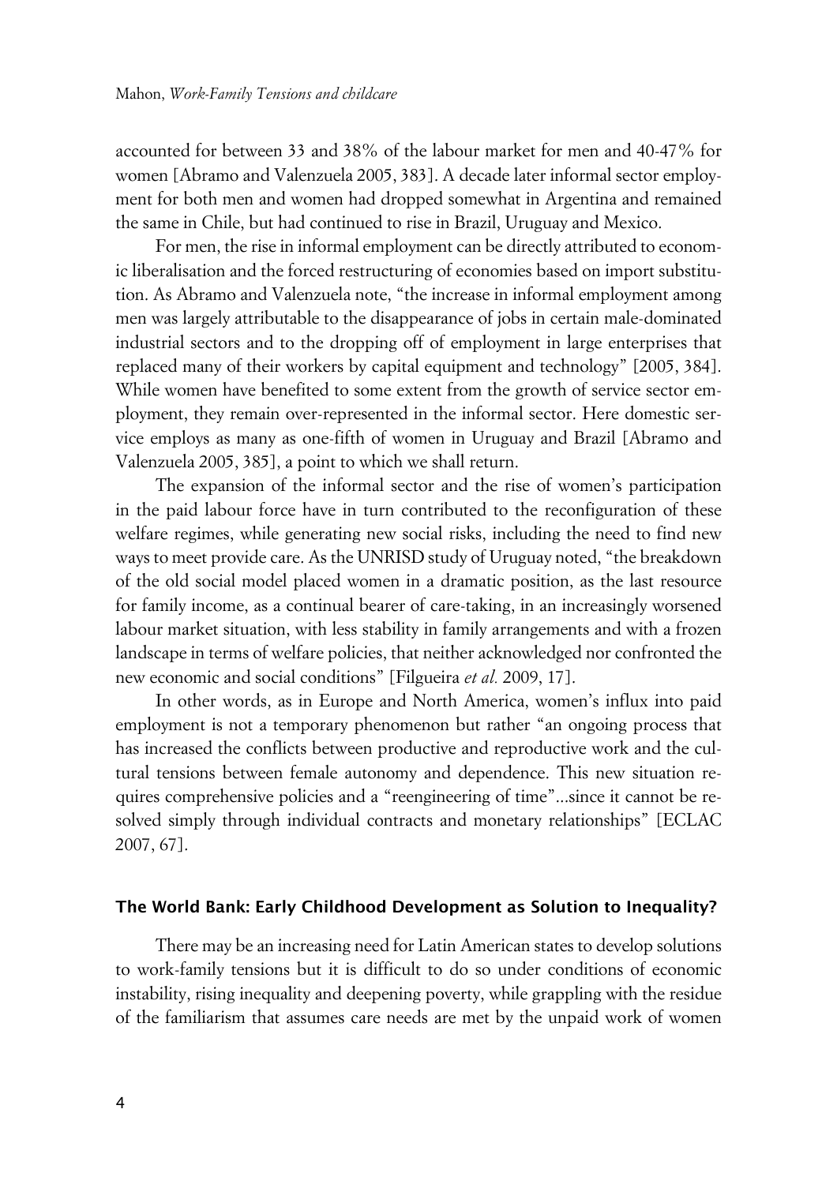accounted for between 33 and 38% of the labour market for men and 40-47% for women [Abramo and Valenzuela 2005, 383]. A decade later informal sector employment for both men and women had dropped somewhat in Argentina and remained the same in Chile, but had continued to rise in Brazil, Uruguay and Mexico.

For men, the rise in informal employment can be directly attributed to economic liberalisation and the forced restructuring of economies based on import substitution. As Abramo and Valenzuela note, "the increase in informal employment among men was largely attributable to the disappearance of jobs in certain male-dominated industrial sectors and to the dropping off of employment in large enterprises that replaced many of their workers by capital equipment and technology" [2005, 384]. While women have benefited to some extent from the growth of service sector employment, they remain over-represented in the informal sector. Here domestic service employs as many as one-fifth of women in Uruguay and Brazil [Abramo and Valenzuela 2005, 385], a point to which we shall return.

The expansion of the informal sector and the rise of women's participation in the paid labour force have in turn contributed to the reconfiguration of these welfare regimes, while generating new social risks, including the need to find new ways to meet provide care. As the UNRISD study of Uruguay noted, "the breakdown of the old social model placed women in a dramatic position, as the last resource for family income, as a continual bearer of care-taking, in an increasingly worsened labour market situation, with less stability in family arrangements and with a frozen landscape in terms of welfare policies, that neither acknowledged nor confronted the new economic and social conditions" [Filgueira *et al.* 2009, 17].

In other words, as in Europe and North America, women's influx into paid employment is not a temporary phenomenon but rather "an ongoing process that has increased the conflicts between productive and reproductive work and the cultural tensions between female autonomy and dependence. This new situation requires comprehensive policies and a "reengineering of time"...since it cannot be resolved simply through individual contracts and monetary relationships" [ECLAC 2007, 67].

## The World Bank: Early Childhood Development as Solution to Inequality?

There may be an increasing need for Latin American states to develop solutions to work-family tensions but it is difficult to do so under conditions of economic instability, rising inequality and deepening poverty, while grappling with the residue of the familiarism that assumes care needs are met by the unpaid work of women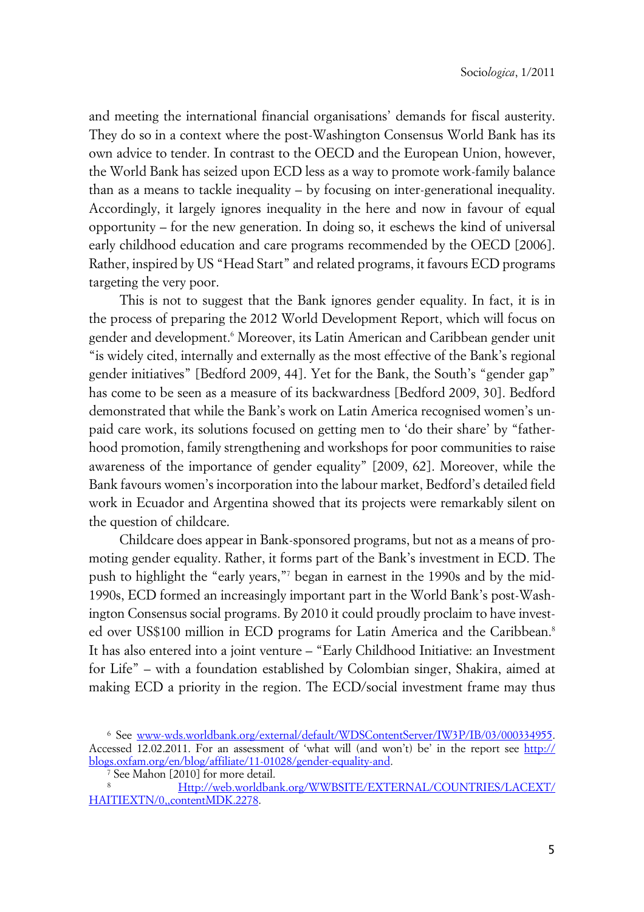and meeting the international financial organisations' demands for fiscal austerity. They do so in a context where the post-Washington Consensus World Bank has its own advice to tender. In contrast to the OECD and the European Union, however, the World Bank has seized upon ECD less as a way to promote work-family balance than as a means to tackle inequality – by focusing on inter-generational inequality. Accordingly, it largely ignores inequality in the here and now in favour of equal opportunity – for the new generation. In doing so, it eschews the kind of universal early childhood education and care programs recommended by the OECD [2006]. Rather, inspired by US "Head Start" and related programs, it favours ECD programs targeting the very poor.

This is not to suggest that the Bank ignores gender equality. In fact, it is in the process of preparing the 2012 World Development Report, which will focus on gender and development.[6] Moreover, its Latin American and Caribbean gender unit "is widely cited, internally and externally as the most effective of the Bank's regional gender initiatives" [Bedford 2009, 44]. Yet for the Bank, the South's "gender gap" has come to be seen as a measure of its backwardness [Bedford 2009, 30]. Bedford demonstrated that while the Bank's work on Latin America recognised women's unpaid care work, its solutions focused on getting men to 'do their share' by "fatherhood promotion, family strengthening and workshops for poor communities to raise awareness of the importance of gender equality" [2009, 62]. Moreover, while the Bank favours women's incorporation into the labour market, Bedford's detailed field work in Ecuador and Argentina showed that its projects were remarkably silent on the question of childcare.

Childcare does appear in Bank-sponsored programs, but not as a means of promoting gender equality. Rather, it forms part of the Bank's investment in ECD. The push to highlight the "early years,"[7] began in earnest in the 1990s and by the mid-1990s, ECD formed an increasingly important part in the World Bank's post-Washington Consensus social programs. By 2010 it could proudly proclaim to have invested over US$100 million in ECD programs for Latin America and the Caribbean.[8] It has also entered into a joint venture – "Early Childhood Initiative: an Investment for Life" – with a foundation established by Colombian singer, Shakira, aimed at making ECD a priority in the region. The ECD/social investment frame may thus

[6] See www-wds.worldbank.org/external/default/WDSContentServer/IW3P/IB/03/000334955. Accessed 12.02.2011. For an assessment of 'what will (and won't) be' in the report see http://blogs.oxfam.org/en/blog/affiliate/11-01028/gender-equality-and.

[7] See Mahon [2010] for more detail.

[8] Http://web.worldbank.org/WWBSITE/EXTERNAL/COUNTRIES/LACEXT/HAITIEXTN/0,,contentMDK.2278.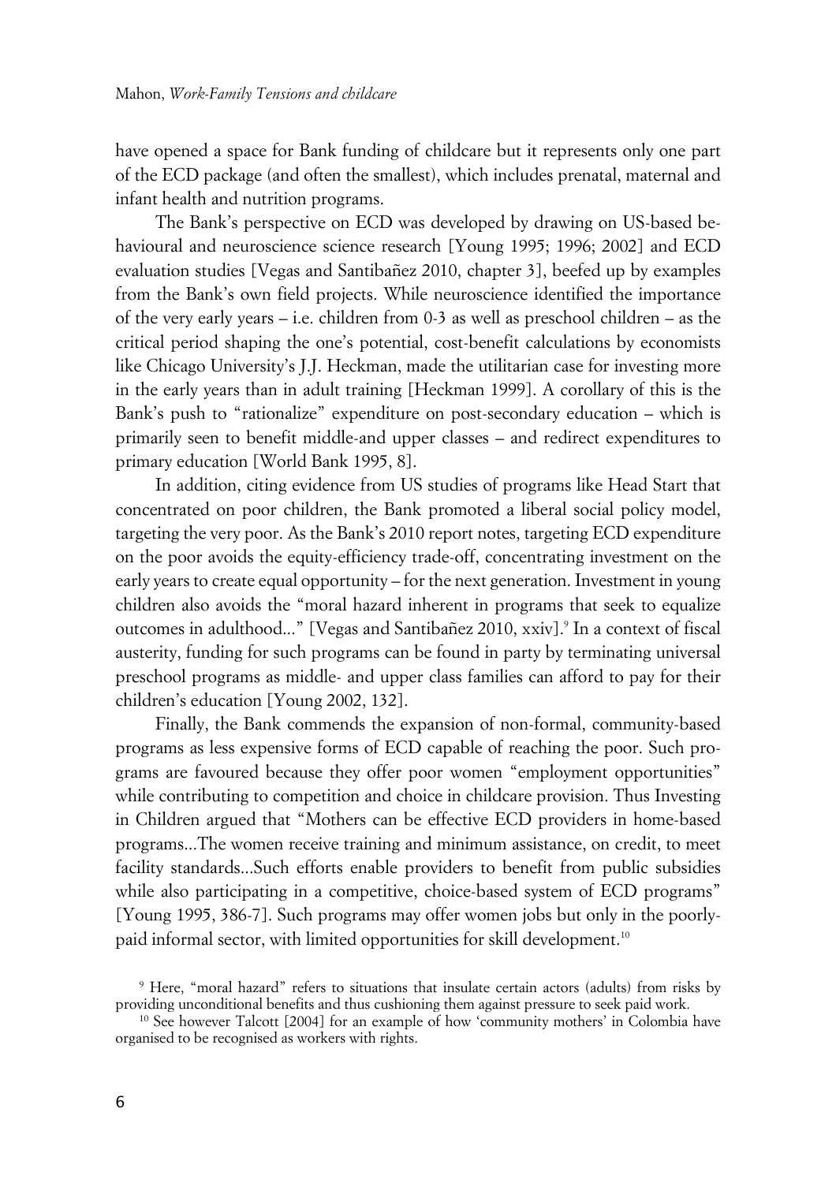have opened a space for Bank funding of childcare but it represents only one part of the ECD package (and often the smallest), which includes prenatal, maternal and infant health and nutrition programs.

The Bank's perspective on ECD was developed by drawing on US-based behavioural and neuroscience science research [Young 1995; 1996; 2002] and ECD evaluation studies [Vegas and Santibañez 2010, chapter 3], beefed up by examples from the Bank's own field projects. While neuroscience identified the importance of the very early years – i.e. children from 0-3 as well as preschool children – as the critical period shaping the one's potential, cost-benefit calculations by economists like Chicago University's J.J. Heckman, made the utilitarian case for investing more in the early years than in adult training [Heckman 1999]. A corollary of this is the Bank's push to "rationalize" expenditure on post-secondary education – which is primarily seen to benefit middle-and upper classes – and redirect expenditures to primary education [World Bank 1995, 8].

In addition, citing evidence from US studies of programs like Head Start that concentrated on poor children, the Bank promoted a liberal social policy model, targeting the very poor. As the Bank's 2010 report notes, targeting ECD expenditure on the poor avoids the equity-efficiency trade-off, concentrating investment on the early years to create equal opportunity – for the next generation. Investment in young children also avoids the "moral hazard inherent in programs that seek to equalize outcomes in adulthood..." [Vegas and Santibañez 2010, xxiv].[9] In a context of fiscal austerity, funding for such programs can be found in party by terminating universal preschool programs as middle- and upper class families can afford to pay for their children's education [Young 2002, 132].

Finally, the Bank commends the expansion of non-formal, community-based programs as less expensive forms of ECD capable of reaching the poor. Such programs are favoured because they offer poor women "employment opportunities" while contributing to competition and choice in childcare provision. Thus Investing in Children argued that "Mothers can be effective ECD providers in home-based programs...The women receive training and minimum assistance, on credit, to meet facility standards...Such efforts enable providers to benefit from public subsidies while also participating in a competitive, choice-based system of ECD programs" [Young 1995, 386-7]. Such programs may offer women jobs but only in the poorly-paid informal sector, with limited opportunities for skill development.[10]

[9] Here, "moral hazard" refers to situations that insulate certain actors (adults) from risks by providing unconditional benefits and thus cushioning them against pressure to seek paid work.

[10] See however Talcott [2004] for an example of how 'community mothers' in Colombia have organised to be recognised as workers with rights.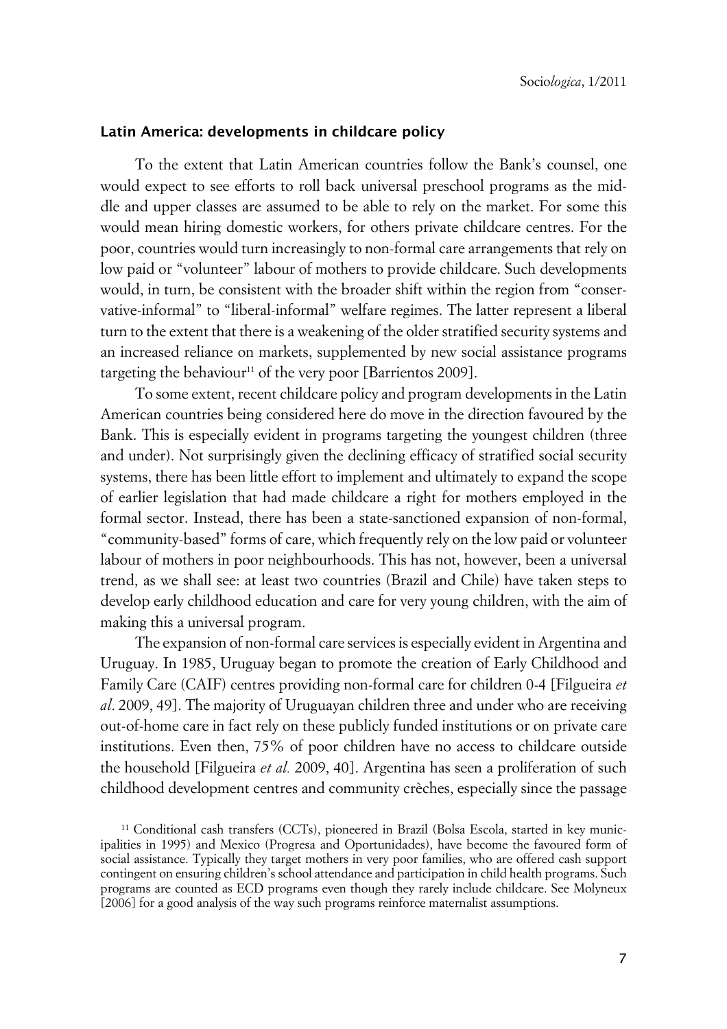### Latin America: developments in childcare policy

To the extent that Latin American countries follow the Bank's counsel, one would expect to see efforts to roll back universal preschool programs as the middle and upper classes are assumed to be able to rely on the market. For some this would mean hiring domestic workers, for others private childcare centres. For the poor, countries would turn increasingly to non-formal care arrangements that rely on low paid or "volunteer" labour of mothers to provide childcare. Such developments would, in turn, be consistent with the broader shift within the region from "conservative-informal" to "liberal-informal" welfare regimes. The latter represent a liberal turn to the extent that there is a weakening of the older stratified security systems and an increased reliance on markets, supplemented by new social assistance programs targeting the behaviour[11] of the very poor [Barrientos 2009].

To some extent, recent childcare policy and program developments in the Latin American countries being considered here do move in the direction favoured by the Bank. This is especially evident in programs targeting the youngest children (three and under). Not surprisingly given the declining efficacy of stratified social security systems, there has been little effort to implement and ultimately to expand the scope of earlier legislation that had made childcare a right for mothers employed in the formal sector. Instead, there has been a state-sanctioned expansion of non-formal, "community-based" forms of care, which frequently rely on the low paid or volunteer labour of mothers in poor neighbourhoods. This has not, however, been a universal trend, as we shall see: at least two countries (Brazil and Chile) have taken steps to develop early childhood education and care for very young children, with the aim of making this a universal program.

The expansion of non-formal care services is especially evident in Argentina and Uruguay. In 1985, Uruguay began to promote the creation of Early Childhood and Family Care (CAIF) centres providing non-formal care for children 0-4 [Filgueira *et al*. 2009, 49]. The majority of Uruguayan children three and under who are receiving out-of-home care in fact rely on these publicly funded institutions or on private care institutions. Even then, 75% of poor children have no access to childcare outside the household [Filgueira *et al.* 2009, 40]. Argentina has seen a proliferation of such childhood development centres and community crèches, especially since the passage

[11] Conditional cash transfers (CCTs), pioneered in Brazil (Bolsa Escola, started in key municipalities in 1995) and Mexico (Progresa and Oportunidades), have become the favoured form of social assistance. Typically they target mothers in very poor families, who are offered cash support contingent on ensuring children's school attendance and participation in child health programs. Such programs are counted as ECD programs even though they rarely include childcare. See Molyneux [2006] for a good analysis of the way such programs reinforce maternalist assumptions.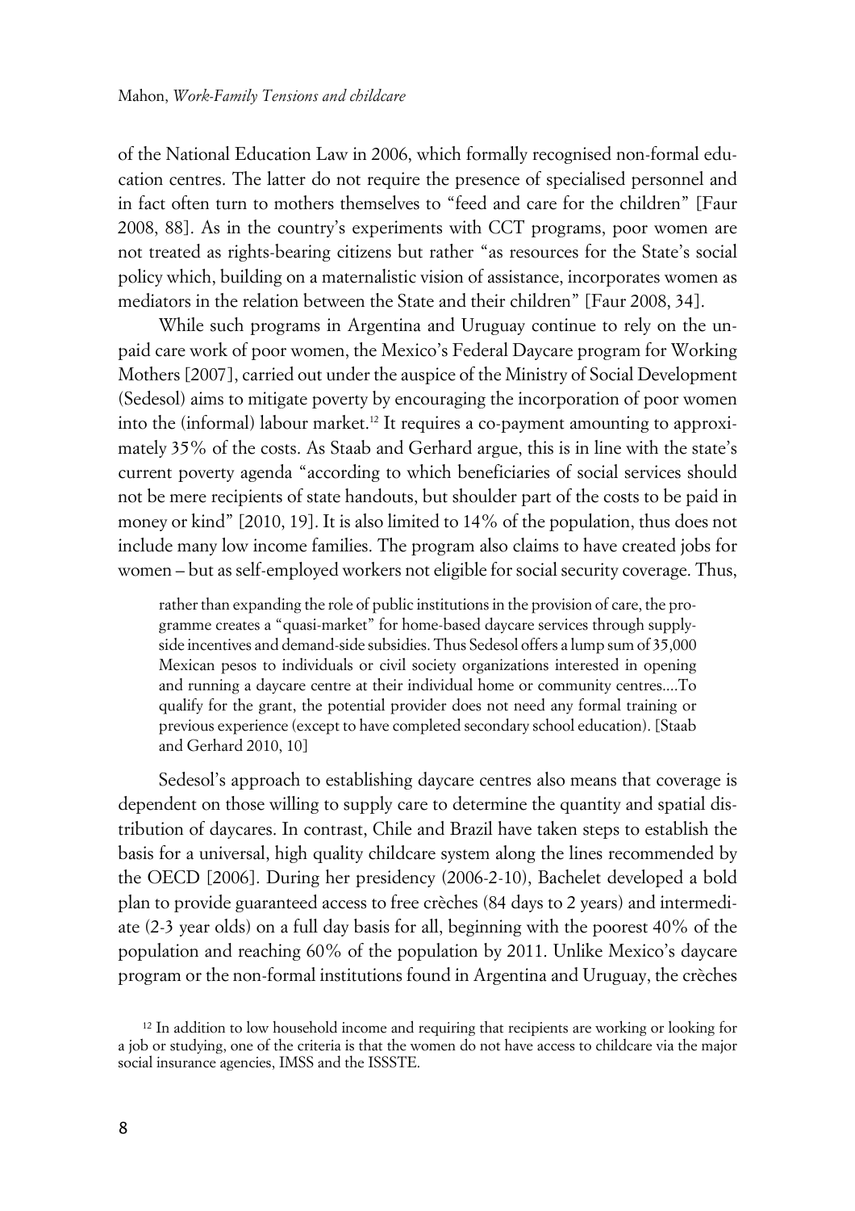of the National Education Law in 2006, which formally recognised non-formal education centres. The latter do not require the presence of specialised personnel and in fact often turn to mothers themselves to "feed and care for the children" [Faur 2008, 88]. As in the country's experiments with CCT programs, poor women are not treated as rights-bearing citizens but rather "as resources for the State's social policy which, building on a maternalistic vision of assistance, incorporates women as mediators in the relation between the State and their children" [Faur 2008, 34].

While such programs in Argentina and Uruguay continue to rely on the unpaid care work of poor women, the Mexico's Federal Daycare program for Working Mothers [2007], carried out under the auspice of the Ministry of Social Development (Sedesol) aims to mitigate poverty by encouraging the incorporation of poor women into the (informal) labour market.[12] It requires a co-payment amounting to approximately 35% of the costs. As Staab and Gerhard argue, this is in line with the state's current poverty agenda "according to which beneficiaries of social services should not be mere recipients of state handouts, but shoulder part of the costs to be paid in money or kind" [2010, 19]. It is also limited to 14% of the population, thus does not include many low income families. The program also claims to have created jobs for women – but as self-employed workers not eligible for social security coverage. Thus,

> rather than expanding the role of public institutions in the provision of care, the programme creates a "quasi-market" for home-based daycare services through supply-side incentives and demand-side subsidies. Thus Sedesol offers a lump sum of 35,000 Mexican pesos to individuals or civil society organizations interested in opening and running a daycare centre at their individual home or community centres....To qualify for the grant, the potential provider does not need any formal training or previous experience (except to have completed secondary school education). [Staab and Gerhard 2010, 10]

Sedesol's approach to establishing daycare centres also means that coverage is dependent on those willing to supply care to determine the quantity and spatial distribution of daycares. In contrast, Chile and Brazil have taken steps to establish the basis for a universal, high quality childcare system along the lines recommended by the OECD [2006]. During her presidency (2006-2-10), Bachelet developed a bold plan to provide guaranteed access to free crèches (84 days to 2 years) and intermediate (2-3 year olds) on a full day basis for all, beginning with the poorest 40% of the population and reaching 60% of the population by 2011. Unlike Mexico's daycare program or the non-formal institutions found in Argentina and Uruguay, the crèches

[12] In addition to low household income and requiring that recipients are working or looking for a job or studying, one of the criteria is that the women do not have access to childcare via the major social insurance agencies, IMSS and the ISSSTE.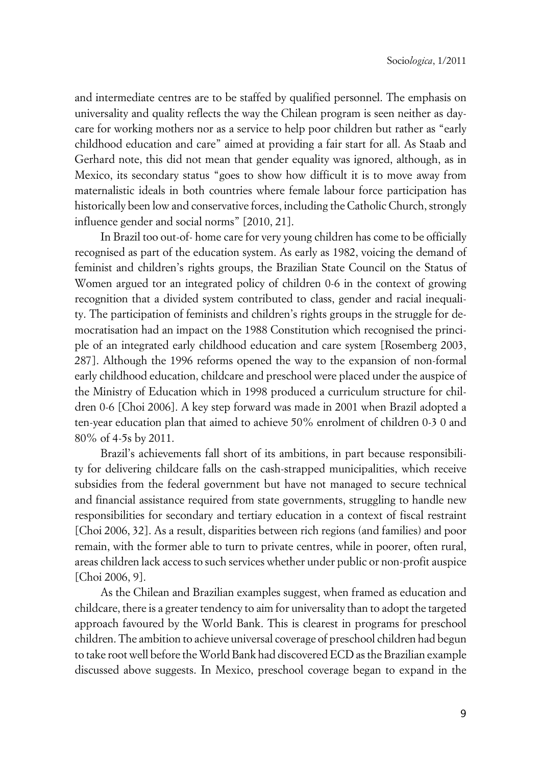and intermediate centres are to be staffed by qualified personnel. The emphasis on universality and quality reflects the way the Chilean program is seen neither as day-care for working mothers nor as a service to help poor children but rather as "early childhood education and care" aimed at providing a fair start for all. As Staab and Gerhard note, this did not mean that gender equality was ignored, although, as in Mexico, its secondary status "goes to show how difficult it is to move away from maternalistic ideals in both countries where female labour force participation has historically been low and conservative forces, including the Catholic Church, strongly influence gender and social norms" [2010, 21].

In Brazil too out-of- home care for very young children has come to be officially recognised as part of the education system. As early as 1982, voicing the demand of feminist and children's rights groups, the Brazilian State Council on the Status of Women argued tor an integrated policy of children 0-6 in the context of growing recognition that a divided system contributed to class, gender and racial inequality. The participation of feminists and children's rights groups in the struggle for democratisation had an impact on the 1988 Constitution which recognised the principle of an integrated early childhood education and care system [Rosemberg 2003, 287]. Although the 1996 reforms opened the way to the expansion of non-formal early childhood education, childcare and preschool were placed under the auspice of the Ministry of Education which in 1998 produced a curriculum structure for children 0-6 [Choi 2006]. A key step forward was made in 2001 when Brazil adopted a ten-year education plan that aimed to achieve 50% enrolment of children 0-3 0 and 80% of 4-5s by 2011.

Brazil's achievements fall short of its ambitions, in part because responsibility for delivering childcare falls on the cash-strapped municipalities, which receive subsidies from the federal government but have not managed to secure technical and financial assistance required from state governments, struggling to handle new responsibilities for secondary and tertiary education in a context of fiscal restraint [Choi 2006, 32]. As a result, disparities between rich regions (and families) and poor remain, with the former able to turn to private centres, while in poorer, often rural, areas children lack access to such services whether under public or non-profit auspice [Choi 2006, 9].

As the Chilean and Brazilian examples suggest, when framed as education and childcare, there is a greater tendency to aim for universality than to adopt the targeted approach favoured by the World Bank. This is clearest in programs for preschool children. The ambition to achieve universal coverage of preschool children had begun to take root well before the World Bank had discovered ECD as the Brazilian example discussed above suggests. In Mexico, preschool coverage began to expand in the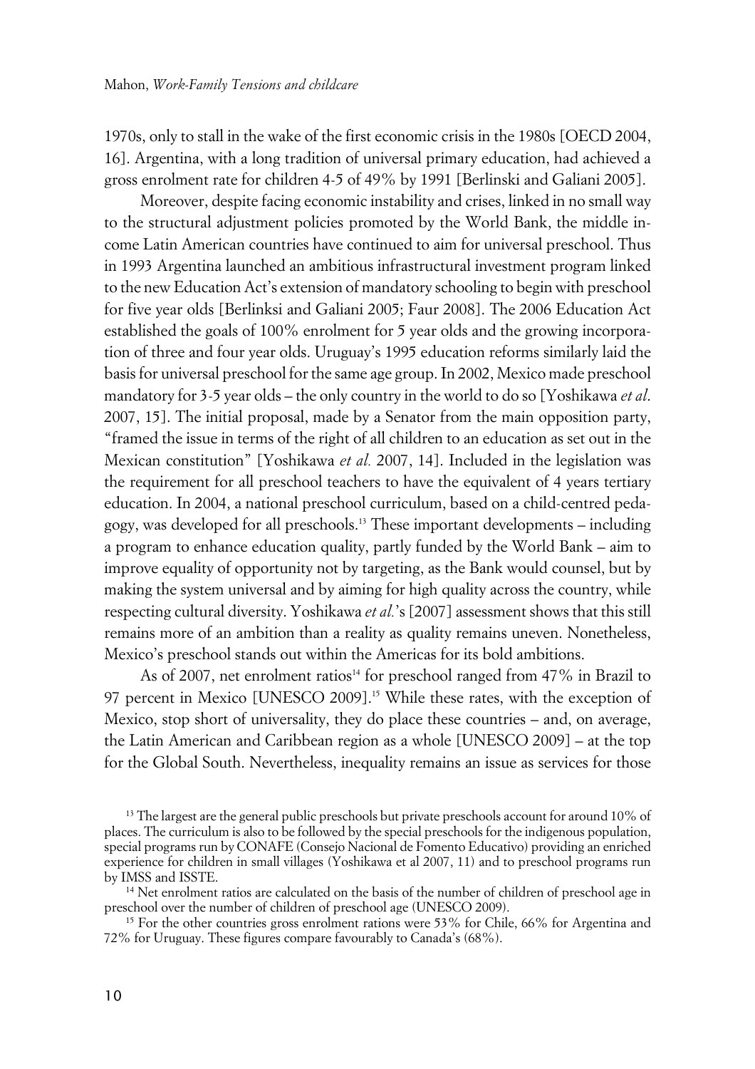1970s, only to stall in the wake of the first economic crisis in the 1980s [OECD 2004, 16]. Argentina, with a long tradition of universal primary education, had achieved a gross enrolment rate for children 4-5 of 49% by 1991 [Berlinski and Galiani 2005].

Moreover, despite facing economic instability and crises, linked in no small way to the structural adjustment policies promoted by the World Bank, the middle income Latin American countries have continued to aim for universal preschool. Thus in 1993 Argentina launched an ambitious infrastructural investment program linked to the new Education Act's extension of mandatory schooling to begin with preschool for five year olds [Berlinksi and Galiani 2005; Faur 2008]. The 2006 Education Act established the goals of 100% enrolment for 5 year olds and the growing incorporation of three and four year olds. Uruguay's 1995 education reforms similarly laid the basis for universal preschool for the same age group. In 2002, Mexico made preschool mandatory for 3-5 year olds – the only country in the world to do so [Yoshikawa *et al*. 2007, 15]. The initial proposal, made by a Senator from the main opposition party, "framed the issue in terms of the right of all children to an education as set out in the Mexican constitution" [Yoshikawa *et al.* 2007, 14]. Included in the legislation was the requirement for all preschool teachers to have the equivalent of 4 years tertiary education. In 2004, a national preschool curriculum, based on a child-centred pedagogy, was developed for all preschools.[13] These important developments – including a program to enhance education quality, partly funded by the World Bank – aim to improve equality of opportunity not by targeting, as the Bank would counsel, but by making the system universal and by aiming for high quality across the country, while respecting cultural diversity. Yoshikawa *et al.*'s [2007] assessment shows that this still remains more of an ambition than a reality as quality remains uneven. Nonetheless, Mexico's preschool stands out within the Americas for its bold ambitions.

As of 2007, net enrolment ratios[14] for preschool ranged from 47% in Brazil to 97 percent in Mexico [UNESCO 2009].[15] While these rates, with the exception of Mexico, stop short of universality, they do place these countries – and, on average, the Latin American and Caribbean region as a whole [UNESCO 2009] – at the top for the Global South. Nevertheless, inequality remains an issue as services for those

[13] The largest are the general public preschools but private preschools account for around 10% of places. The curriculum is also to be followed by the special preschools for the indigenous population, special programs run by CONAFE (Consejo Nacional de Fomento Educativo) providing an enriched experience for children in small villages (Yoshikawa et al 2007, 11) and to preschool programs run by IMSS and ISSTE.

[14] Net enrolment ratios are calculated on the basis of the number of children of preschool age in preschool over the number of children of preschool age (UNESCO 2009).

[15] For the other countries gross enrolment rations were 53% for Chile, 66% for Argentina and 72% for Uruguay. These figures compare favourably to Canada's (68%).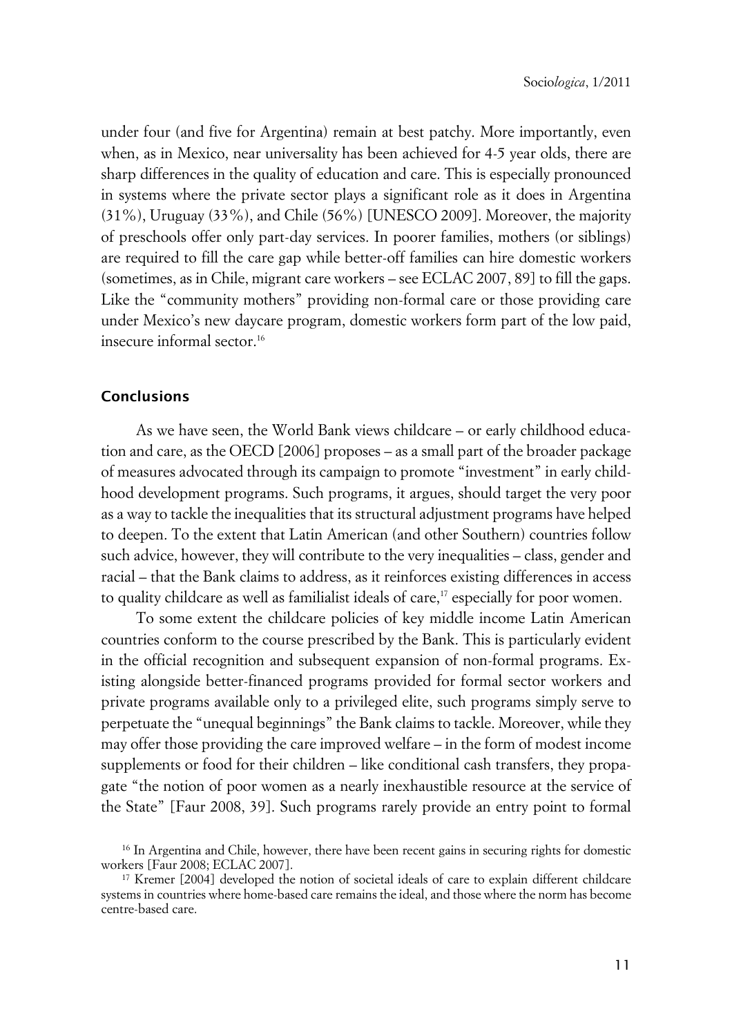under four (and five for Argentina) remain at best patchy. More importantly, even when, as in Mexico, near universality has been achieved for 4-5 year olds, there are sharp differences in the quality of education and care. This is especially pronounced in systems where the private sector plays a significant role as it does in Argentina (31%), Uruguay (33%), and Chile (56%) [UNESCO 2009]. Moreover, the majority of preschools offer only part-day services. In poorer families, mothers (or siblings) are required to fill the care gap while better-off families can hire domestic workers (sometimes, as in Chile, migrant care workers – see ECLAC 2007, 89] to fill the gaps. Like the "community mothers" providing non-formal care or those providing care under Mexico's new daycare program, domestic workers form part of the low paid, insecure informal sector.[16]

## Conclusions

As we have seen, the World Bank views childcare – or early childhood education and care, as the OECD [2006] proposes – as a small part of the broader package of measures advocated through its campaign to promote "investment" in early childhood development programs. Such programs, it argues, should target the very poor as a way to tackle the inequalities that its structural adjustment programs have helped to deepen. To the extent that Latin American (and other Southern) countries follow such advice, however, they will contribute to the very inequalities – class, gender and racial – that the Bank claims to address, as it reinforces existing differences in access to quality childcare as well as familialist ideals of care,[17] especially for poor women.

To some extent the childcare policies of key middle income Latin American countries conform to the course prescribed by the Bank. This is particularly evident in the official recognition and subsequent expansion of non-formal programs. Existing alongside better-financed programs provided for formal sector workers and private programs available only to a privileged elite, such programs simply serve to perpetuate the "unequal beginnings" the Bank claims to tackle. Moreover, while they may offer those providing the care improved welfare – in the form of modest income supplements or food for their children – like conditional cash transfers, they propagate "the notion of poor women as a nearly inexhaustible resource at the service of the State" [Faur 2008, 39]. Such programs rarely provide an entry point to formal

[16] In Argentina and Chile, however, there have been recent gains in securing rights for domestic workers [Faur 2008; ECLAC 2007].

[17] Kremer [2004] developed the notion of societal ideals of care to explain different childcare systems in countries where home-based care remains the ideal, and those where the norm has become centre-based care.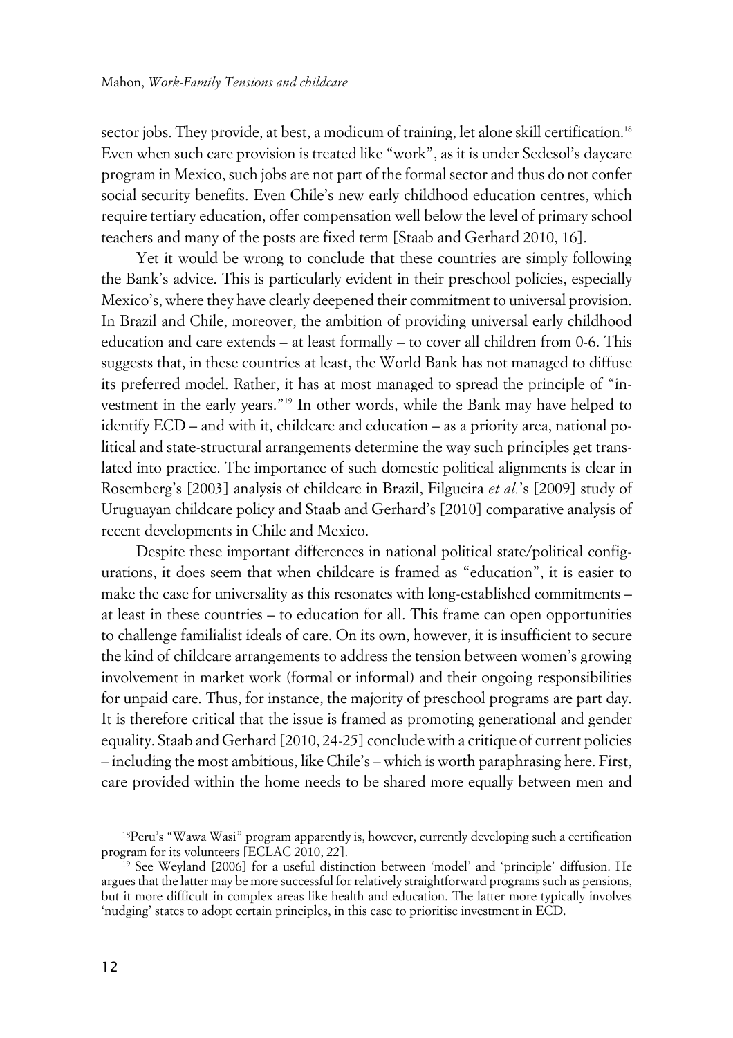sector jobs. They provide, at best, a modicum of training, let alone skill certification.[18] Even when such care provision is treated like "work", as it is under Sedesol's daycare program in Mexico, such jobs are not part of the formal sector and thus do not confer social security benefits. Even Chile's new early childhood education centres, which require tertiary education, offer compensation well below the level of primary school teachers and many of the posts are fixed term [Staab and Gerhard 2010, 16].

Yet it would be wrong to conclude that these countries are simply following the Bank's advice. This is particularly evident in their preschool policies, especially Mexico's, where they have clearly deepened their commitment to universal provision. In Brazil and Chile, moreover, the ambition of providing universal early childhood education and care extends – at least formally – to cover all children from 0-6. This suggests that, in these countries at least, the World Bank has not managed to diffuse its preferred model. Rather, it has at most managed to spread the principle of "investment in the early years."[19] In other words, while the Bank may have helped to identify ECD – and with it, childcare and education – as a priority area, national political and state-structural arrangements determine the way such principles get translated into practice. The importance of such domestic political alignments is clear in Rosemberg's [2003] analysis of childcare in Brazil, Filgueira *et al.*'s [2009] study of Uruguayan childcare policy and Staab and Gerhard's [2010] comparative analysis of recent developments in Chile and Mexico.

Despite these important differences in national political state/political configurations, it does seem that when childcare is framed as "education", it is easier to make the case for universality as this resonates with long-established commitments – at least in these countries – to education for all. This frame can open opportunities to challenge familialist ideals of care. On its own, however, it is insufficient to secure the kind of childcare arrangements to address the tension between women's growing involvement in market work (formal or informal) and their ongoing responsibilities for unpaid care. Thus, for instance, the majority of preschool programs are part day. It is therefore critical that the issue is framed as promoting generational and gender equality. Staab and Gerhard [2010, 24-25] conclude with a critique of current policies – including the most ambitious, like Chile's – which is worth paraphrasing here. First, care provided within the home needs to be shared more equally between men and

[18] Peru's "Wawa Wasi" program apparently is, however, currently developing such a certification program for its volunteers [ECLAC 2010, 22].

[19] See Weyland [2006] for a useful distinction between 'model' and 'principle' diffusion. He argues that the latter may be more successful for relatively straightforward programs such as pensions, but it more difficult in complex areas like health and education. The latter more typically involves 'nudging' states to adopt certain principles, in this case to prioritise investment in ECD.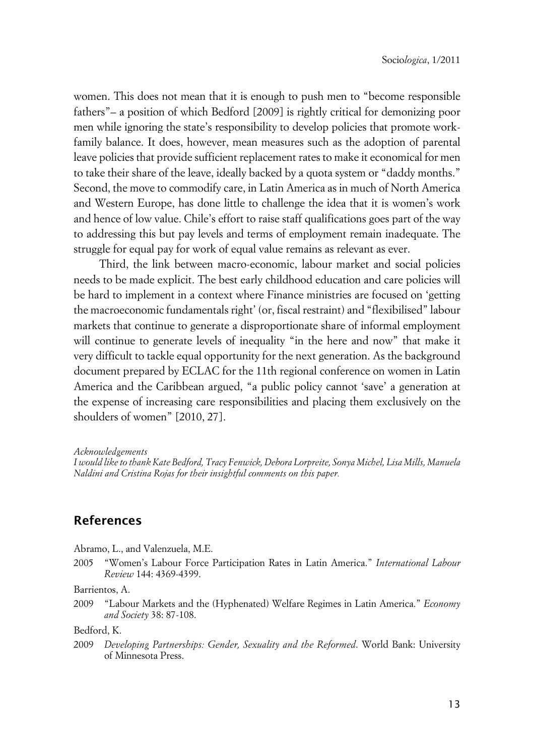women. This does not mean that it is enough to push men to "become responsible fathers"– a position of which Bedford [2009] is rightly critical for demonizing poor men while ignoring the state's responsibility to develop policies that promote work-family balance. It does, however, mean measures such as the adoption of parental leave policies that provide sufficient replacement rates to make it economical for men to take their share of the leave, ideally backed by a quota system or "daddy months." Second, the move to commodify care, in Latin America as in much of North America and Western Europe, has done little to challenge the idea that it is women's work and hence of low value. Chile's effort to raise staff qualifications goes part of the way to addressing this but pay levels and terms of employment remain inadequate. The struggle for equal pay for work of equal value remains as relevant as ever.

Third, the link between macro-economic, labour market and social policies needs to be made explicit. The best early childhood education and care policies will be hard to implement in a context where Finance ministries are focused on 'getting the macroeconomic fundamentals right' (or, fiscal restraint) and "flexibilised" labour markets that continue to generate a disproportionate share of informal employment will continue to generate levels of inequality "in the here and now" that make it very difficult to tackle equal opportunity for the next generation. As the background document prepared by ECLAC for the 11th regional conference on women in Latin America and the Caribbean argued, "a public policy cannot 'save' a generation at the expense of increasing care responsibilities and placing them exclusively on the shoulders of women" [2010, 27].

*Acknowledgements*
*I would like to thank Kate Bedford, Tracy Fenwick, Debora Lorpreite, Sonya Michel, Lisa Mills, Manuela Naldini and Cristina Rojas for their insightful comments on this paper.*

## References

Abramo, L., and Valenzuela, M.E.

2005 "Women's Labour Force Participation Rates in Latin America." *International Labour Review* 144: 4369-4399.

Barrientos, A.

2009 "Labour Markets and the (Hyphenated) Welfare Regimes in Latin America." *Economy and Society* 38: 87-108.

Bedford, K.

2009 *Developing Partnerships: Gender, Sexuality and the Reformed*. World Bank: University of Minnesota Press.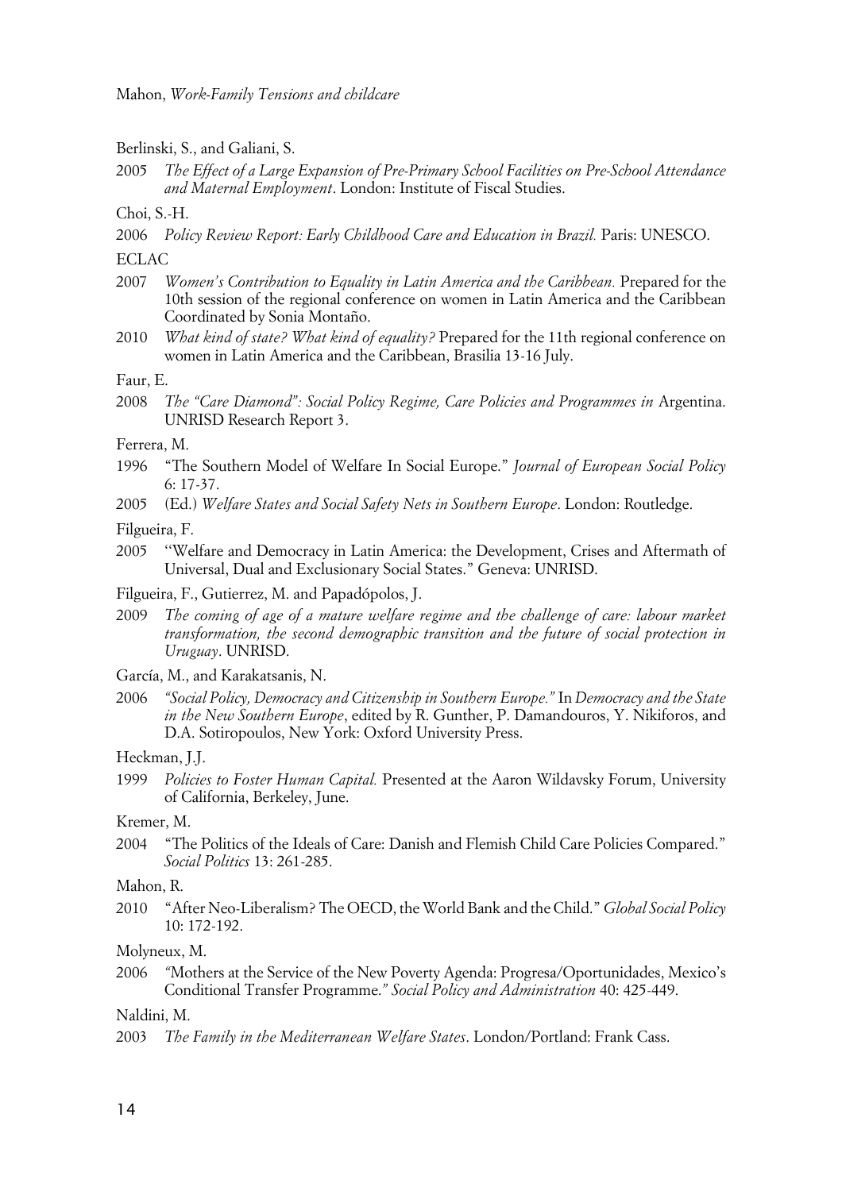Berlinski, S., and Galiani, S.

2005 *The Effect of a Large Expansion of Pre-Primary School Facilities on Pre-School Attendance and Maternal Employment*. London: Institute of Fiscal Studies.

Choi, S.-H.

2006 *Policy Review Report: Early Childhood Care and Education in Brazil.* Paris: UNESCO.

ECLAC

2007 *Women's Contribution to Equality in Latin America and the Caribbean.* Prepared for the 10th session of the regional conference on women in Latin America and the Caribbean Coordinated by Sonia Montaño.

2010 *What kind of state? What kind of equality?* Prepared for the 11th regional conference on women in Latin America and the Caribbean, Brasilia 13-16 July.

Faur, E.

2008 *The "Care Diamond": Social Policy Regime, Care Policies and Programmes in* Argentina. UNRISD Research Report 3.

Ferrera, M.

1996 "The Southern Model of Welfare In Social Europe." *Journal of European Social Policy* 6: 17-37.

2005 (Ed.) *Welfare States and Social Safety Nets in Southern Europe*. London: Routledge.

Filgueira, F.

2005 ''Welfare and Democracy in Latin America: the Development, Crises and Aftermath of Universal, Dual and Exclusionary Social States." Geneva: UNRISD.

Filgueira, F., Gutierrez, M. and Papadópolos, J.

2009 *The coming of age of a mature welfare regime and the challenge of care: labour market transformation, the second demographic transition and the future of social protection in Uruguay*. UNRISD.

García, M., and Karakatsanis, N.

2006 *"Social Policy, Democracy and Citizenship in Southern Europe."* In *Democracy and the State in the New Southern Europe*, edited by R. Gunther, P. Damandouros, Y. Nikiforos, and D.A. Sotiropoulos, New York: Oxford University Press.

Heckman, J.J.

1999 *Policies to Foster Human Capital.* Presented at the Aaron Wildavsky Forum, University of California, Berkeley, June.

Kremer, M.

2004 "The Politics of the Ideals of Care: Danish and Flemish Child Care Policies Compared." *Social Politics* 13: 261-285.

Mahon, R.

2010 "After Neo-Liberalism? The OECD, the World Bank and the Child." *Global Social Policy* 10: 172-192.

Molyneux, M.

2006 *"*Mothers at the Service of the New Poverty Agenda: Progresa/Oportunidades, Mexico's Conditional Transfer Programme.*" Social Policy and Administration* 40: 425-449.

Naldini, M.

2003 *The Family in the Mediterranean Welfare States*. London/Portland: Frank Cass.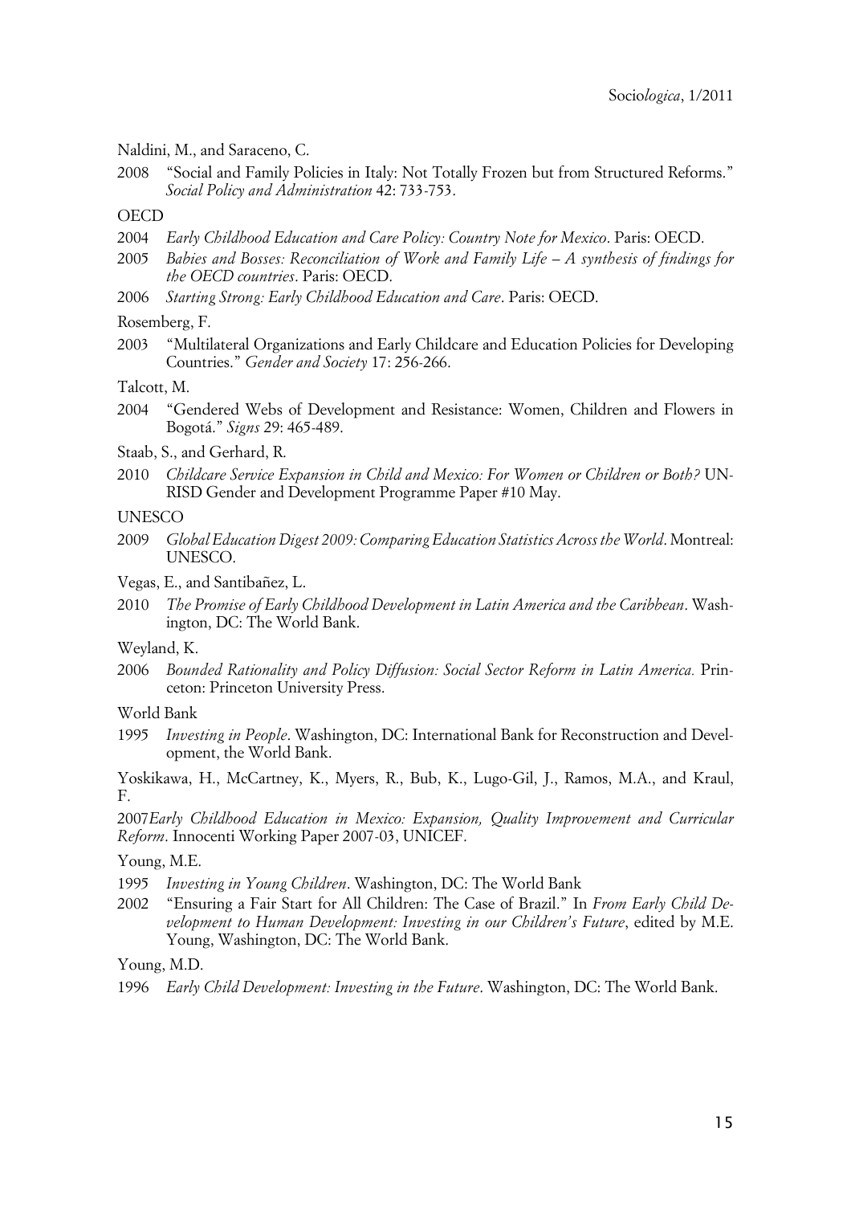Naldini, M., and Saraceno, C.

2008 "Social and Family Policies in Italy: Not Totally Frozen but from Structured Reforms." *Social Policy and Administration* 42: 733-753.

OECD

2004 *Early Childhood Education and Care Policy: Country Note for Mexico*. Paris: OECD.

2005 *Babies and Bosses: Reconciliation of Work and Family Life – A synthesis of findings for the OECD countries*. Paris: OECD.

2006 *Starting Strong: Early Childhood Education and Care*. Paris: OECD.

Rosemberg, F.

2003 "Multilateral Organizations and Early Childcare and Education Policies for Developing Countries." *Gender and Society* 17: 256-266.

Talcott, M.

2004 "Gendered Webs of Development and Resistance: Women, Children and Flowers in Bogotá." *Signs* 29: 465-489.

Staab, S., and Gerhard, R.

2010 *Childcare Service Expansion in Child and Mexico: For Women or Children or Both?* UNRISD Gender and Development Programme Paper #10 May.

UNESCO

2009 *Global Education Digest 2009: Comparing Education Statistics Across the World*. Montreal: UNESCO.

Vegas, E., and Santibañez, L.

2010 *The Promise of Early Childhood Development in Latin America and the Caribbean*. Washington, DC: The World Bank.

Weyland, K.

2006 *Bounded Rationality and Policy Diffusion: Social Sector Reform in Latin America.* Princeton: Princeton University Press.

World Bank

1995 *Investing in People*. Washington, DC: International Bank for Reconstruction and Development, the World Bank.

Yoskikawa, H., McCartney, K., Myers, R., Bub, K., Lugo-Gil, J., Ramos, M.A., and Kraul, F.

2007*Early Childhood Education in Mexico: Expansion, Quality Improvement and Curricular Reform*. Innocenti Working Paper 2007-03, UNICEF.

Young, M.E.

1995 *Investing in Young Children*. Washington, DC: The World Bank

2002 "Ensuring a Fair Start for All Children: The Case of Brazil." In *From Early Child Development to Human Development: Investing in our Children's Future*, edited by M.E. Young, Washington, DC: The World Bank.

Young, M.D.

1996 *Early Child Development: Investing in the Future*. Washington, DC: The World Bank.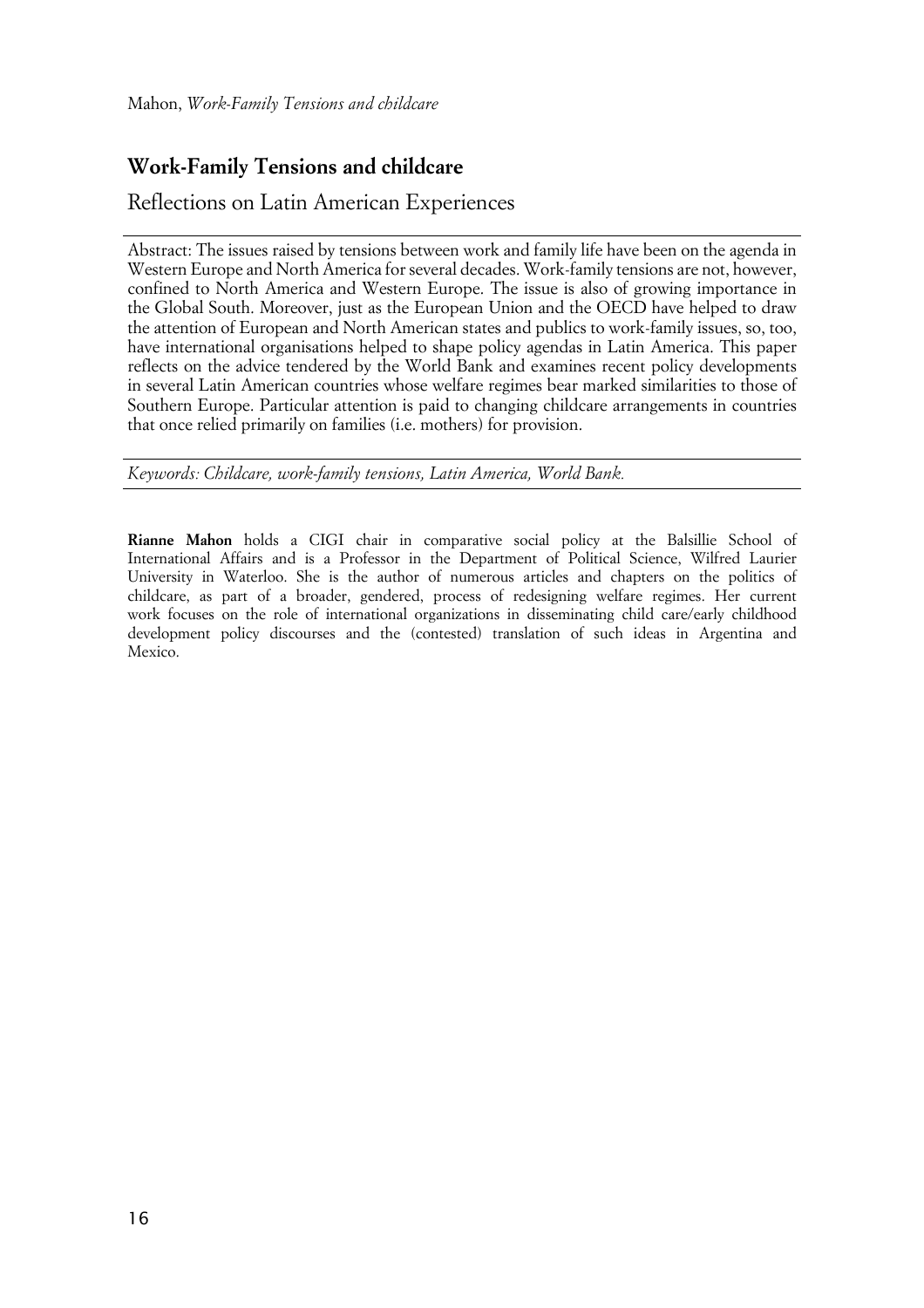## Work-Family Tensions and childcare

Reflections on Latin American Experiences

Abstract: The issues raised by tensions between work and family life have been on the agenda in Western Europe and North America for several decades. Work-family tensions are not, however, confined to North America and Western Europe. The issue is also of growing importance in the Global South. Moreover, just as the European Union and the OECD have helped to draw the attention of European and North American states and publics to work-family issues, so, too, have international organisations helped to shape policy agendas in Latin America. This paper reflects on the advice tendered by the World Bank and examines recent policy developments in several Latin American countries whose welfare regimes bear marked similarities to those of Southern Europe. Particular attention is paid to changing childcare arrangements in countries that once relied primarily on families (i.e. mothers) for provision.

*Keywords: Childcare, work-family tensions, Latin America, World Bank.*

**Rianne Mahon** holds a CIGI chair in comparative social policy at the Balsillie School of International Affairs and is a Professor in the Department of Political Science, Wilfred Laurier University in Waterloo. She is the author of numerous articles and chapters on the politics of childcare, as part of a broader, gendered, process of redesigning welfare regimes. Her current work focuses on the role of international organizations in disseminating child care/early childhood development policy discourses and the (contested) translation of such ideas in Argentina and Mexico.